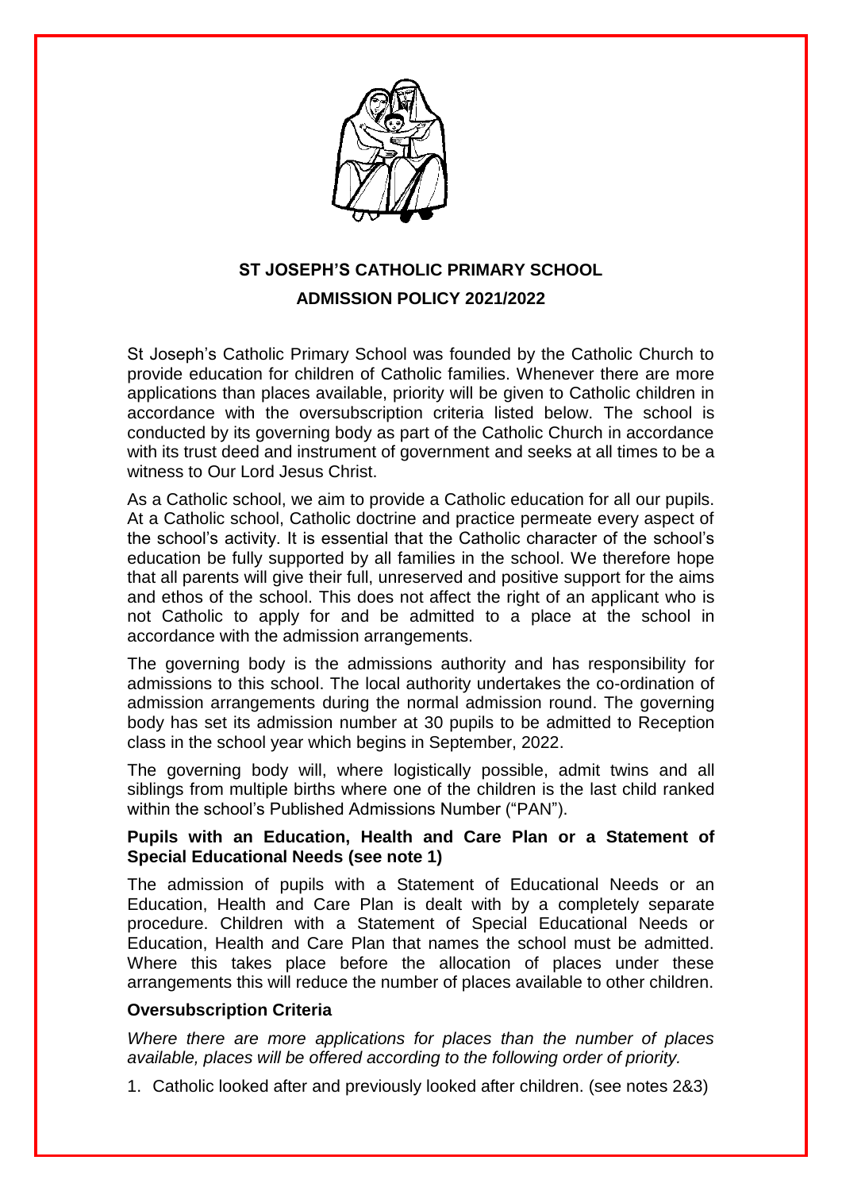# ST JOSEPH'S CATHOLIC PRIMARY SCHOOL
## ADMISSION POLICY 2021/2022

St Joseph's Catholic Primary School was founded by the Catholic Church to provide education for children of Catholic families. Whenever there are more applications than places available, priority will be given to Catholic children in accordance with the oversubscription criteria listed below. The school is conducted by its governing body as part of the Catholic Church in accordance with its trust deed and instrument of government and seeks at all times to be a witness to Our Lord Jesus Christ.

As a Catholic school, we aim to provide a Catholic education for all our pupils. At a Catholic school, Catholic doctrine and practice permeate every aspect of the school's activity. It is essential that the Catholic character of the school's education be fully supported by all families in the school. We therefore hope that all parents will give their full, unreserved and positive support for the aims and ethos of the school. This does not affect the right of an applicant who is not Catholic to apply for and be admitted to a place at the school in accordance with the admission arrangements.

The governing body is the admissions authority and has responsibility for admissions to this school. The local authority undertakes the co-ordination of admission arrangements during the normal admission round. The governing body has set its admission number at 30 pupils to be admitted to Reception class in the school year which begins in September, 2022.

The governing body will, where logistically possible, admit twins and all siblings from multiple births where one of the children is the last child ranked within the school's Published Admissions Number ("PAN").

**Pupils with an Education, Health and Care Plan or a Statement of Special Educational Needs (see note 1)**

The admission of pupils with a Statement of Educational Needs or an Education, Health and Care Plan is dealt with by a completely separate procedure. Children with a Statement of Special Educational Needs or Education, Health and Care Plan that names the school must be admitted. Where this takes place before the allocation of places under these arrangements this will reduce the number of places available to other children.

**Oversubscription Criteria**

*Where there are more applications for places than the number of places available, places will be offered according to the following order of priority.*

1. Catholic looked after and previously looked after children. (see notes 2&3)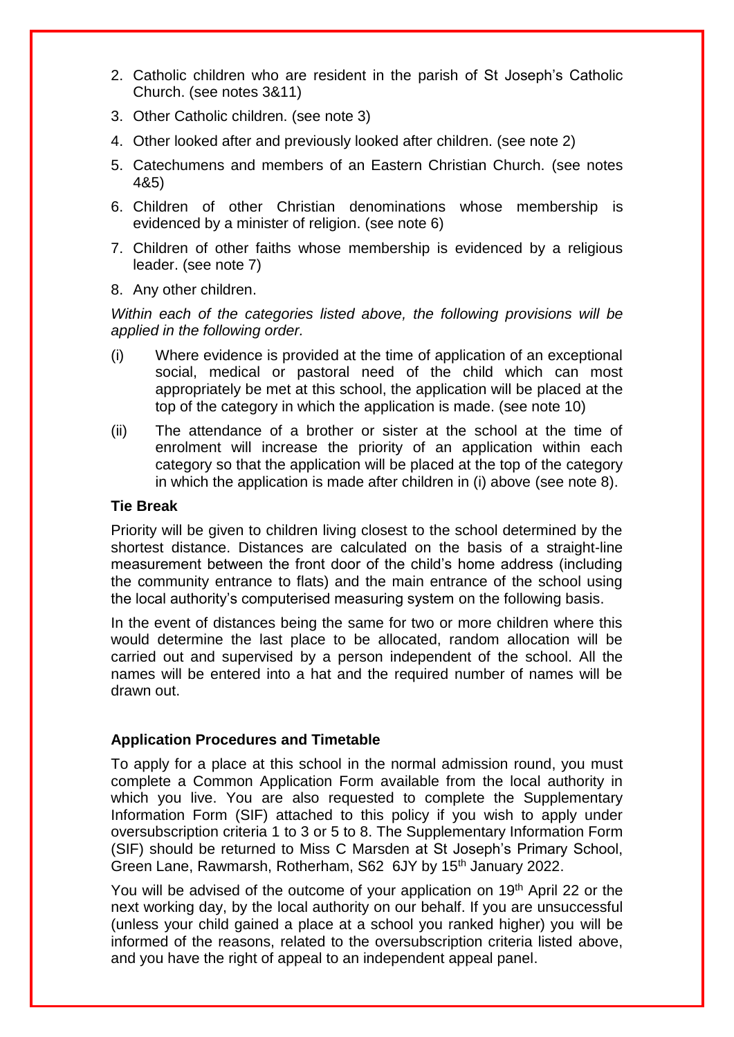2. Catholic children who are resident in the parish of St Joseph's Catholic Church. (see notes 3&11)
3. Other Catholic children. (see note 3)
4. Other looked after and previously looked after children. (see note 2)
5. Catechumens and members of an Eastern Christian Church. (see notes 4&5)
6. Children of other Christian denominations whose membership is evidenced by a minister of religion. (see note 6)
7. Children of other faiths whose membership is evidenced by a religious leader. (see note 7)
8. Any other children.

*Within each of the categories listed above, the following provisions will be applied in the following order.*

(i) Where evidence is provided at the time of application of an exceptional social, medical or pastoral need of the child which can most appropriately be met at this school, the application will be placed at the top of the category in which the application is made. (see note 10)

(ii) The attendance of a brother or sister at the school at the time of enrolment will increase the priority of an application within each category so that the application will be placed at the top of the category in which the application is made after children in (i) above (see note 8).

**Tie Break**

Priority will be given to children living closest to the school determined by the shortest distance. Distances are calculated on the basis of a straight-line measurement between the front door of the child's home address (including the community entrance to flats) and the main entrance of the school using the local authority's computerised measuring system on the following basis.

In the event of distances being the same for two or more children where this would determine the last place to be allocated, random allocation will be carried out and supervised by a person independent of the school. All the names will be entered into a hat and the required number of names will be drawn out.

**Application Procedures and Timetable**

To apply for a place at this school in the normal admission round, you must complete a Common Application Form available from the local authority in which you live. You are also requested to complete the Supplementary Information Form (SIF) attached to this policy if you wish to apply under oversubscription criteria 1 to 3 or 5 to 8. The Supplementary Information Form (SIF) should be returned to Miss C Marsden at St Joseph's Primary School, Green Lane, Rawmarsh, Rotherham, S62 6JY by 15th January 2022.

You will be advised of the outcome of your application on 19th April 22 or the next working day, by the local authority on our behalf. If you are unsuccessful (unless your child gained a place at a school you ranked higher) you will be informed of the reasons, related to the oversubscription criteria listed above, and you have the right of appeal to an independent appeal panel.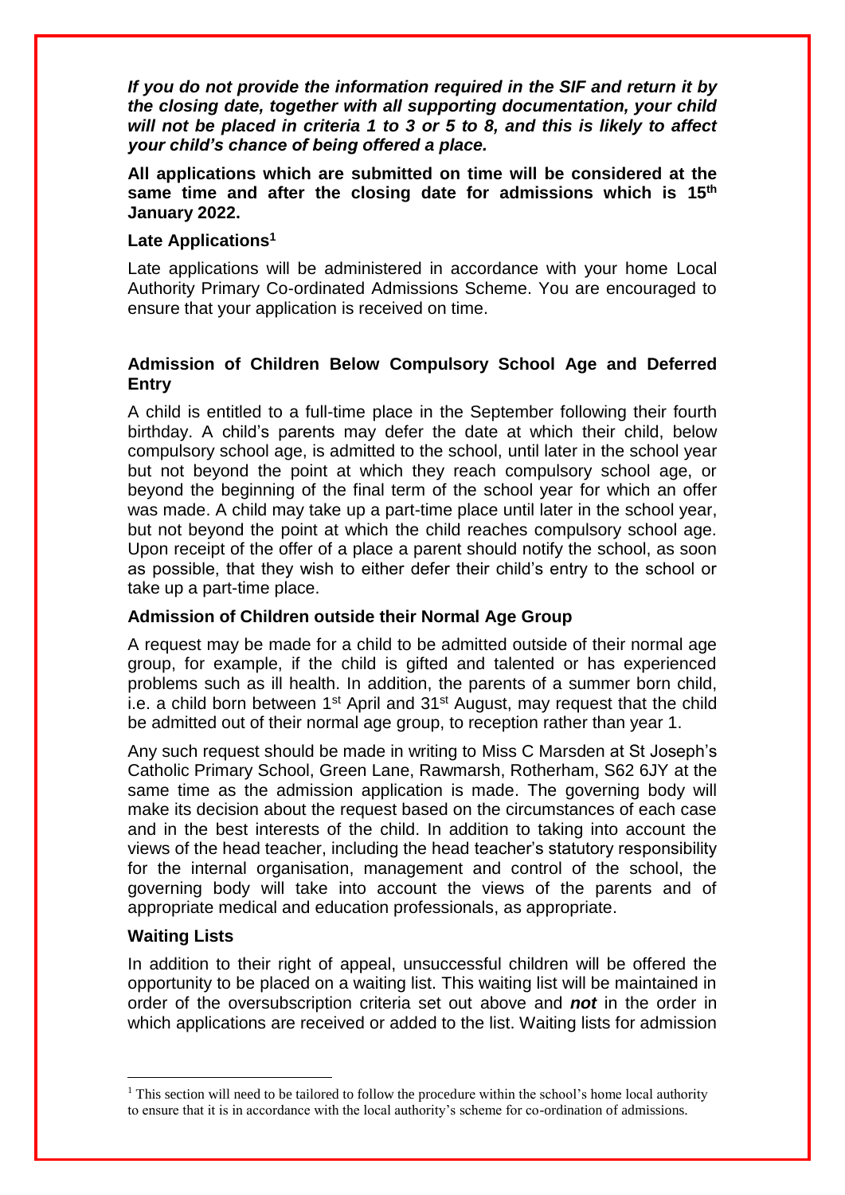***If you do not provide the information required in the SIF and return it by the closing date, together with all supporting documentation, your child will not be placed in criteria 1 to 3 or 5 to 8, and this is likely to affect your child's chance of being offered a place.***

**All applications which are submitted on time will be considered at the same time and after the closing date for admissions which is 15th January 2022.**

**Late Applications[1]**

Late applications will be administered in accordance with your home Local Authority Primary Co-ordinated Admissions Scheme. You are encouraged to ensure that your application is received on time.

**Admission of Children Below Compulsory School Age and Deferred Entry**

A child is entitled to a full-time place in the September following their fourth birthday. A child's parents may defer the date at which their child, below compulsory school age, is admitted to the school, until later in the school year but not beyond the point at which they reach compulsory school age, or beyond the beginning of the final term of the school year for which an offer was made. A child may take up a part-time place until later in the school year, but not beyond the point at which the child reaches compulsory school age. Upon receipt of the offer of a place a parent should notify the school, as soon as possible, that they wish to either defer their child's entry to the school or take up a part-time place.

**Admission of Children outside their Normal Age Group**

A request may be made for a child to be admitted outside of their normal age group, for example, if the child is gifted and talented or has experienced problems such as ill health. In addition, the parents of a summer born child, i.e. a child born between 1st April and 31st August, may request that the child be admitted out of their normal age group, to reception rather than year 1.

Any such request should be made in writing to Miss C Marsden at St Joseph's Catholic Primary School, Green Lane, Rawmarsh, Rotherham, S62 6JY at the same time as the admission application is made. The governing body will make its decision about the request based on the circumstances of each case and in the best interests of the child. In addition to taking into account the views of the head teacher, including the head teacher's statutory responsibility for the internal organisation, management and control of the school, the governing body will take into account the views of the parents and of appropriate medical and education professionals, as appropriate.

**Waiting Lists**

In addition to their right of appeal, unsuccessful children will be offered the opportunity to be placed on a waiting list. This waiting list will be maintained in order of the oversubscription criteria set out above and ***not*** in the order in which applications are received or added to the list. Waiting lists for admission

[1] This section will need to be tailored to follow the procedure within the school's home local authority to ensure that it is in accordance with the local authority's scheme for co-ordination of admissions.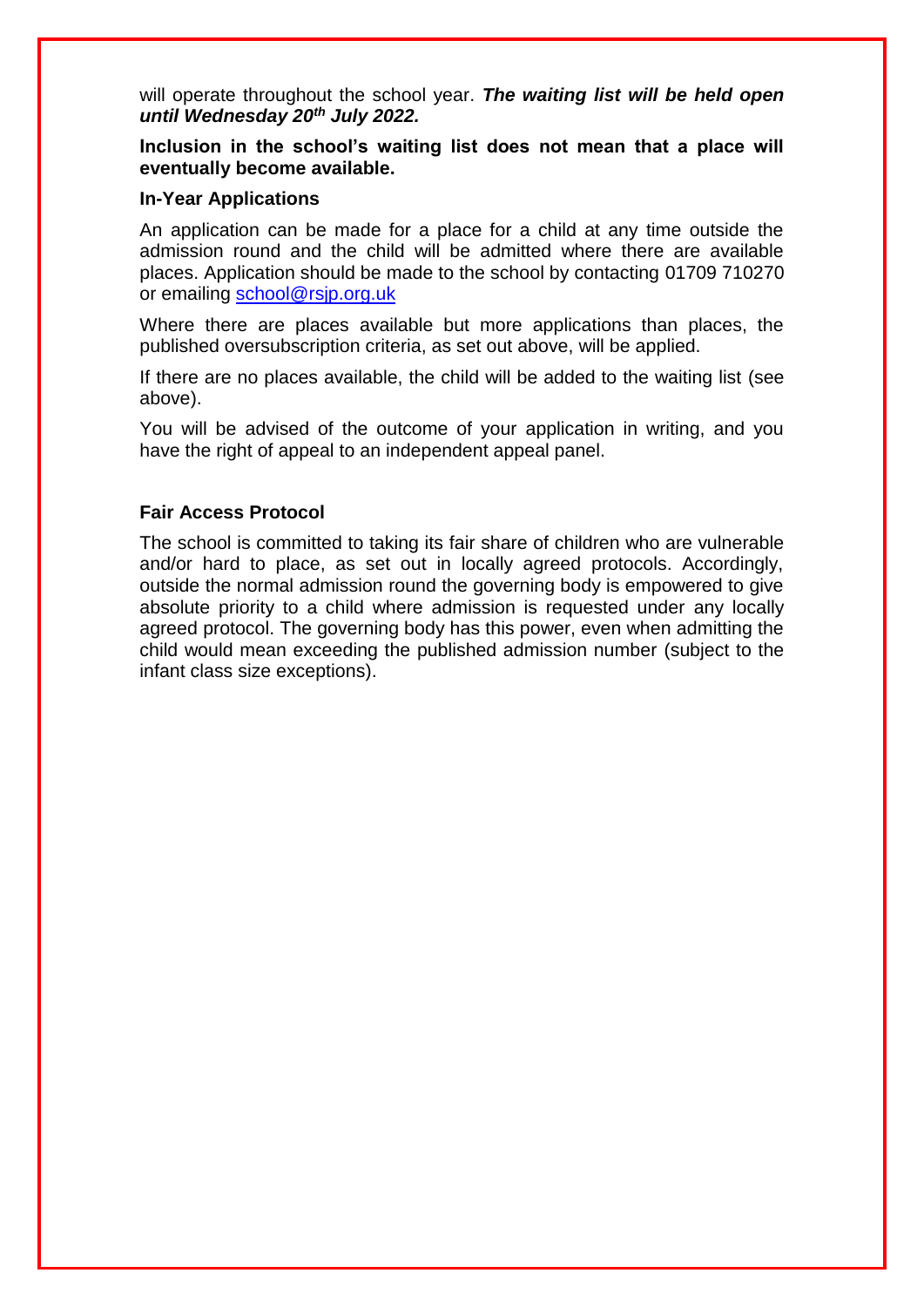will operate throughout the school year. ***The waiting list will be held open until Wednesday 20th July 2022.***

**Inclusion in the school's waiting list does not mean that a place will eventually become available.**

**In-Year Applications**

An application can be made for a place for a child at any time outside the admission round and the child will be admitted where there are available places. Application should be made to the school by contacting 01709 710270 or emailing [school@rsjp.org.uk](mailto:school@rsjp.org.uk)

Where there are places available but more applications than places, the published oversubscription criteria, as set out above, will be applied.

If there are no places available, the child will be added to the waiting list (see above).

You will be advised of the outcome of your application in writing, and you have the right of appeal to an independent appeal panel.

**Fair Access Protocol**

The school is committed to taking its fair share of children who are vulnerable and/or hard to place, as set out in locally agreed protocols. Accordingly, outside the normal admission round the governing body is empowered to give absolute priority to a child where admission is requested under any locally agreed protocol. The governing body has this power, even when admitting the child would mean exceeding the published admission number (subject to the infant class size exceptions).